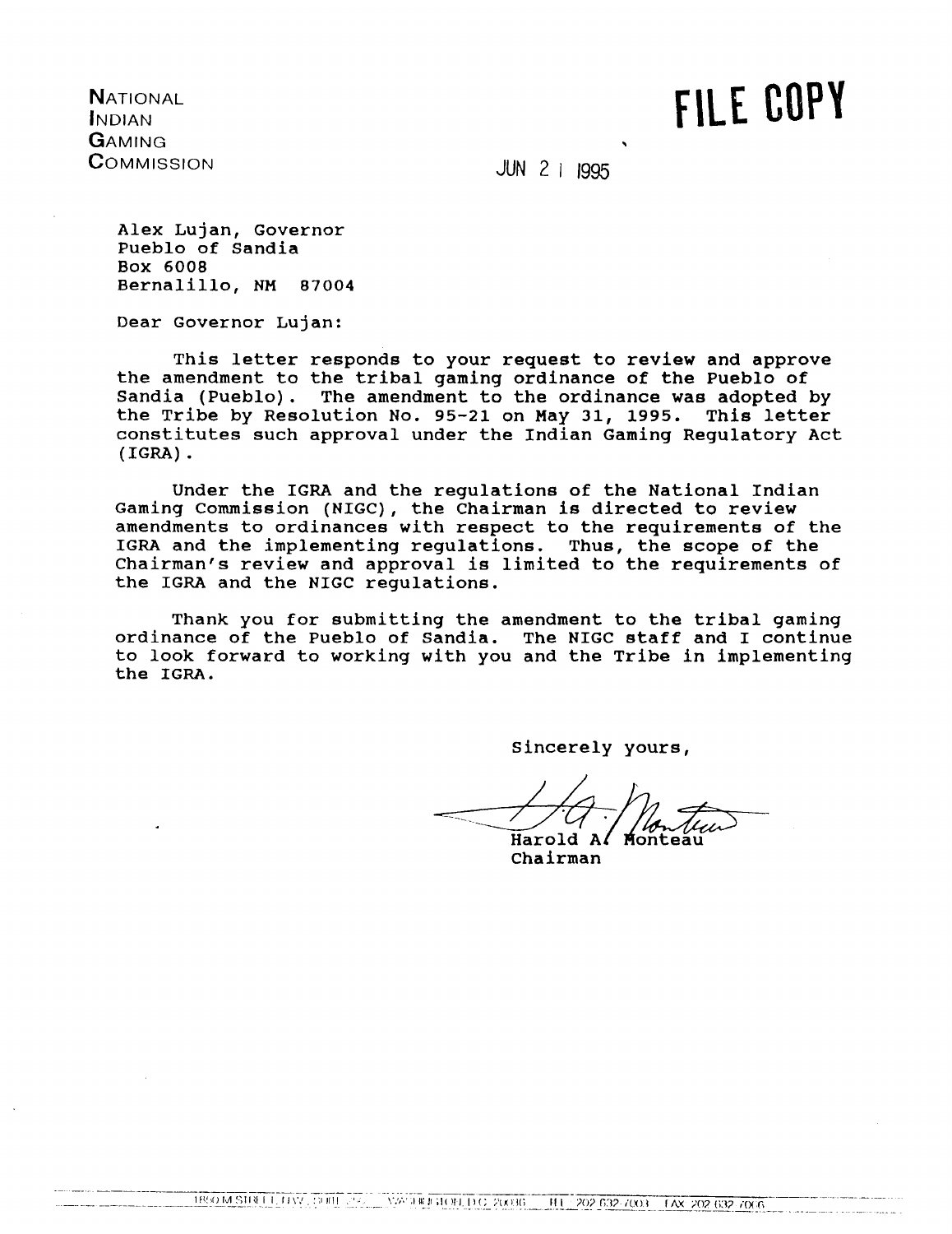NATIONAL
INDIAN
GAMING
COMMISSION

**FILE COPY**

JUN 21 1995

Alex Lujan, Governor
Pueblo of Sandia
Box 6008
Bernalillo, NM 87004

Dear Governor Lujan:

This letter responds to your request to review and approve the amendment to the tribal gaming ordinance of the Pueblo of Sandia (Pueblo). The amendment to the ordinance was adopted by the Tribe by Resolution No. 95-21 on May 31, 1995. This letter constitutes such approval under the Indian Gaming Regulatory Act (IGRA).

Under the IGRA and the regulations of the National Indian Gaming Commission (NIGC), the Chairman is directed to review amendments to ordinances with respect to the requirements of the IGRA and the implementing regulations. Thus, the scope of the Chairman's review and approval is limited to the requirements of the IGRA and the NIGC regulations.

Thank you for submitting the amendment to the tribal gaming ordinance of the Pueblo of Sandia. The NIGC staff and I continue to look forward to working with you and the Tribe in implementing the IGRA.

Sincerely yours,

Harold A. Monteau
Chairman

1850 M STREET, NW, SUITE 250 WASHINGTON, D.C. 20036 TEL 202 632-7003 FAX 202 632-7066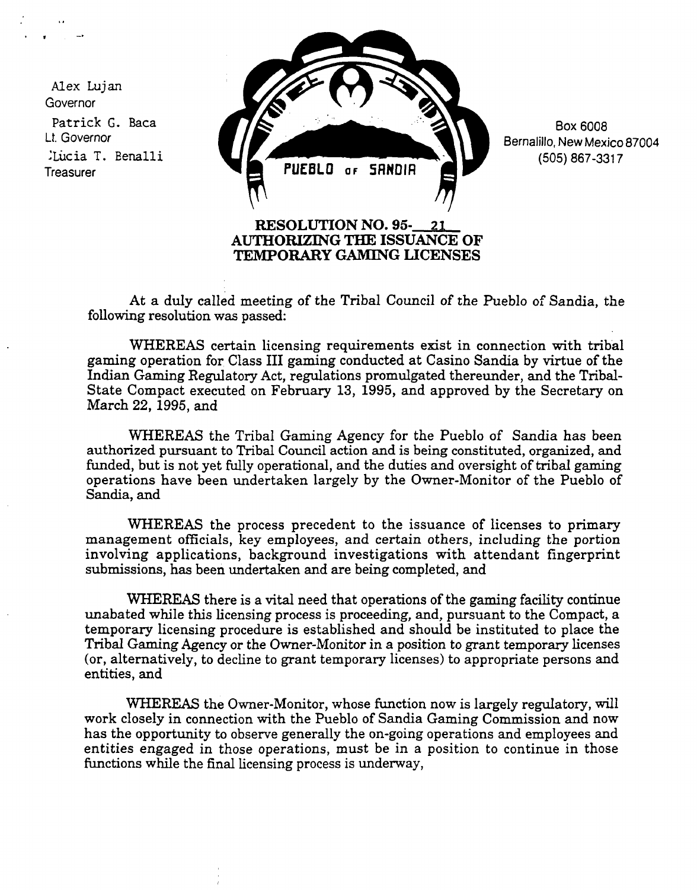Alex Lujan
Governor

Patrick G. Baca
Lt. Governor

Lucia T. Benalli
Treasurer

PUEBLO OF SANDIA

Box 6008
Bernalillo, New Mexico 87004
(505) 867-3317

**RESOLUTION NO. 95-21**
**AUTHORIZING THE ISSUANCE OF TEMPORARY GAMING LICENSES**

At a duly called meeting of the Tribal Council of the Pueblo of Sandia, the following resolution was passed:

WHEREAS certain licensing requirements exist in connection with tribal gaming operation for Class III gaming conducted at Casino Sandia by virtue of the Indian Gaming Regulatory Act, regulations promulgated thereunder, and the Tribal-State Compact executed on February 13, 1995, and approved by the Secretary on March 22, 1995, and

WHEREAS the Tribal Gaming Agency for the Pueblo of Sandia has been authorized pursuant to Tribal Council action and is being constituted, organized, and funded, but is not yet fully operational, and the duties and oversight of tribal gaming operations have been undertaken largely by the Owner-Monitor of the Pueblo of Sandia, and

WHEREAS the process precedent to the issuance of licenses to primary management officials, key employees, and certain others, including the portion involving applications, background investigations with attendant fingerprint submissions, has been undertaken and are being completed, and

WHEREAS there is a vital need that operations of the gaming facility continue unabated while this licensing process is proceeding, and, pursuant to the Compact, a temporary licensing procedure is established and should be instituted to place the Tribal Gaming Agency or the Owner-Monitor in a position to grant temporary licenses (or, alternatively, to decline to grant temporary licenses) to appropriate persons and entities, and

WHEREAS the Owner-Monitor, whose function now is largely regulatory, will work closely in connection with the Pueblo of Sandia Gaming Commission and now has the opportunity to observe generally the on-going operations and employees and entities engaged in those operations, must be in a position to continue in those functions while the final licensing process is underway,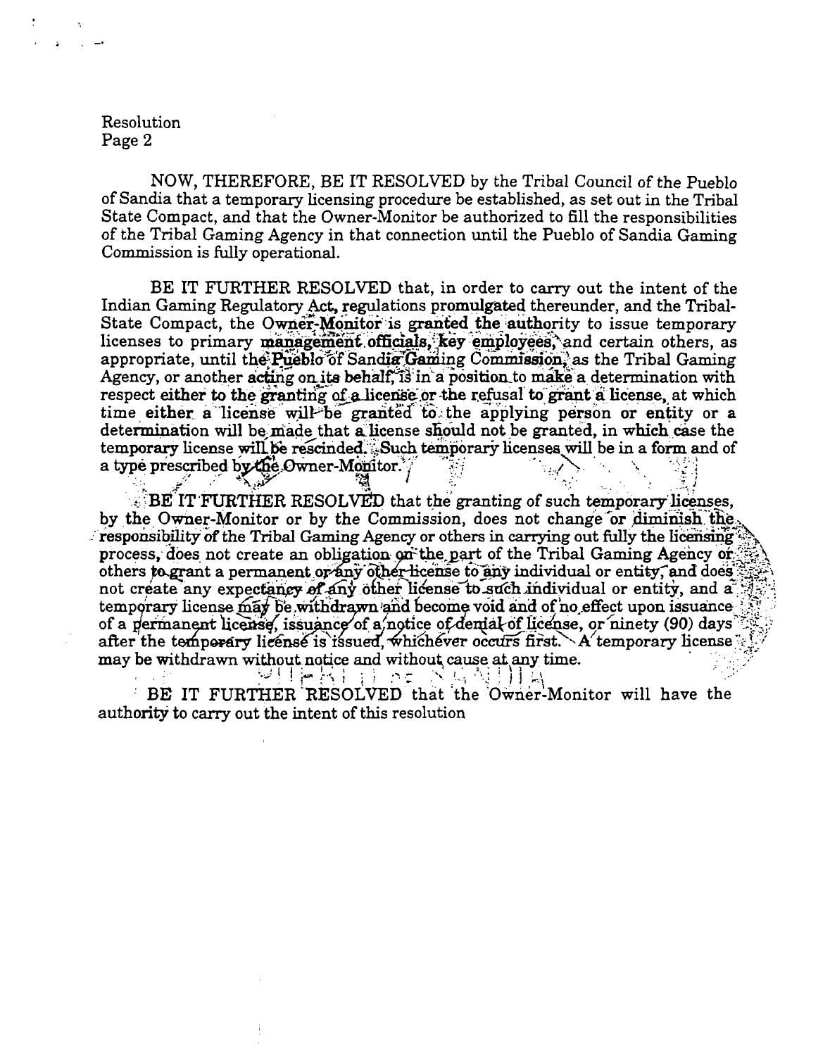Resolution
Page 2

NOW, THEREFORE, BE IT RESOLVED by the Tribal Council of the Pueblo of Sandia that a temporary licensing procedure be established, as set out in the Tribal State Compact, and that the Owner-Monitor be authorized to fill the responsibilities of the Tribal Gaming Agency in that connection until the Pueblo of Sandia Gaming Commission is fully operational.

BE IT FURTHER RESOLVED that, in order to carry out the intent of the Indian Gaming Regulatory Act, regulations promulgated thereunder, and the Tribal-State Compact, the Owner-Monitor is granted the authority to issue temporary licenses to primary management officials, key employees, and certain others, as appropriate, until the Pueblo of Sandia Gaming Commission, as the Tribal Gaming Agency, or another acting on its behalf, is in a position to make a determination with respect either to the granting of a license or the refusal to grant a license, at which time either a license will be granted to the applying person or entity or a determination will be made that a license should not be granted, in which case the temporary license will be rescinded. Such temporary licenses will be in a form and of a type prescribed by the Owner-Monitor.

BE IT FURTHER RESOLVED that the granting of such temporary licenses, by the Owner-Monitor or by the Commission, does not change or diminish the responsibility of the Tribal Gaming Agency or others in carrying out fully the licensing process, does not create an obligation on the part of the Tribal Gaming Agency or others to grant a permanent or any other license to any individual or entity, and does not create any expectancy of any other license to such individual or entity, and a temporary license may be withdrawn and become void and of no effect upon issuance of a permanent license, issuance of a notice of denial of license, or ninety (90) days after the temporary license is issued, whichever occurs first. A temporary license may be withdrawn without notice and without cause at any time.

BE IT FURTHER RESOLVED that the Owner-Monitor will have the authority to carry out the intent of this resolution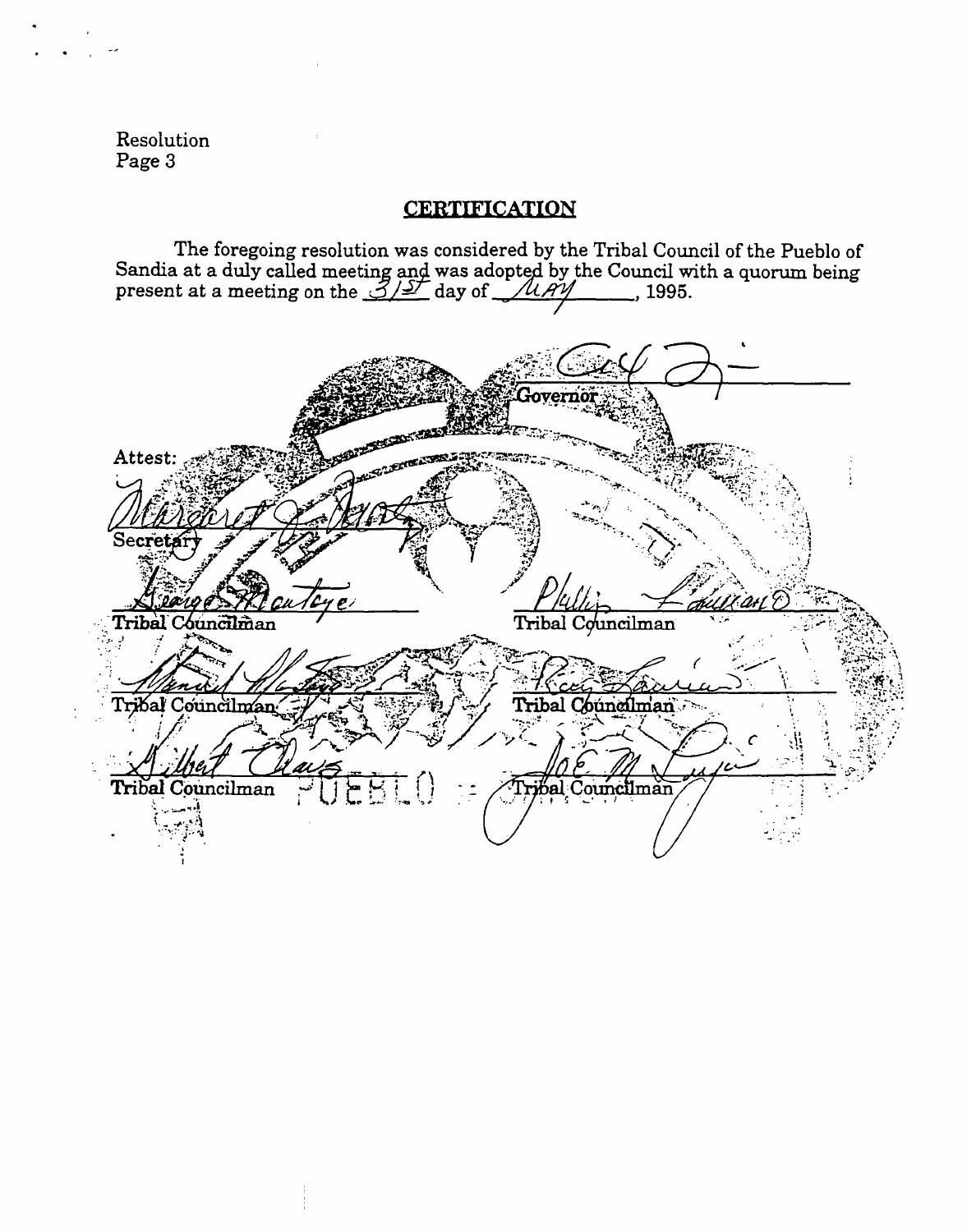Resolution
Page 3

## CERTIFICATION

The foregoing resolution was considered by the Tribal Council of the Pueblo of Sandia at a duly called meeting and was adopted by the Council with a quorum being present at a meeting on the 31st day of May, 1995.

Governor

Attest:

Secretary

Tribal Councilman

Tribal Councilman

Tribal Councilman

Tribal Councilman

Tribal Councilman

Tribal Councilman